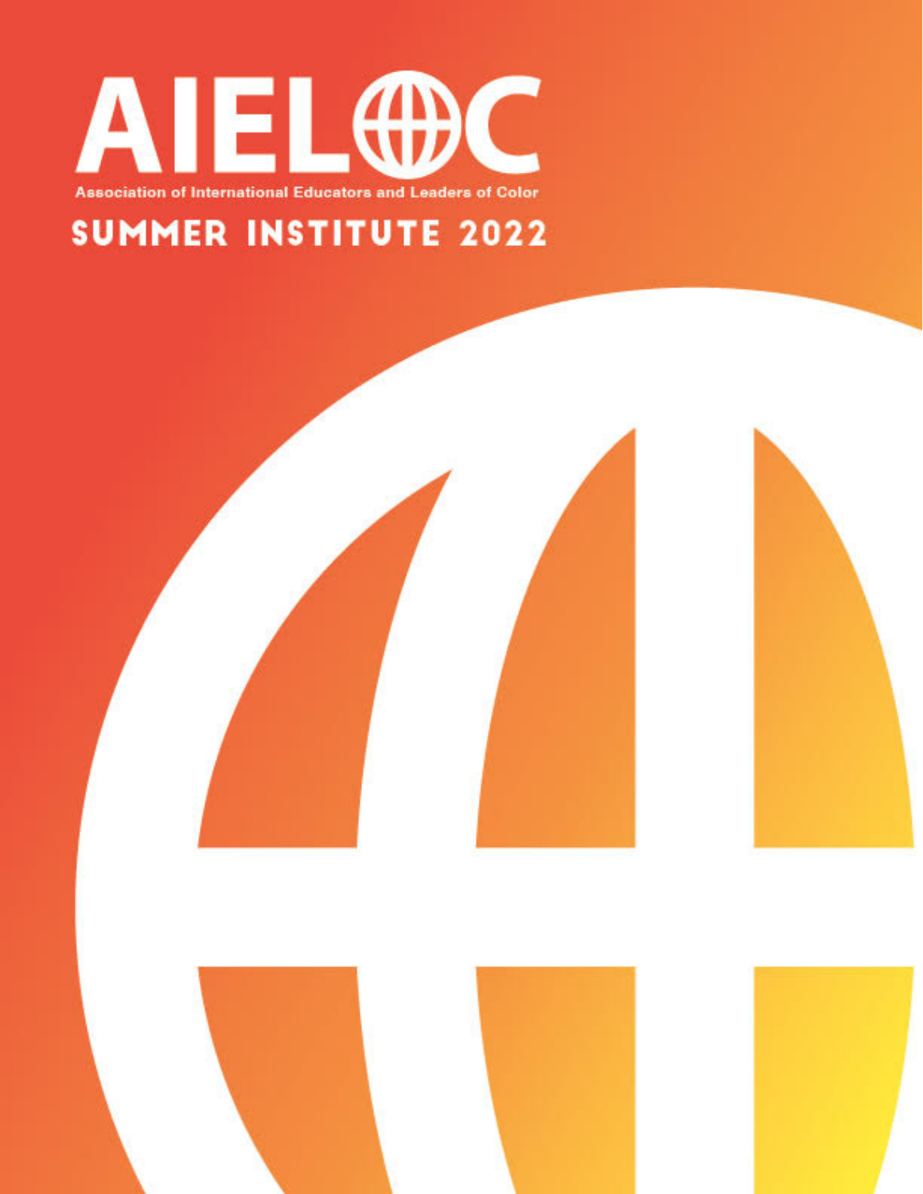# AIELOC

Association of International Educators and Leaders of Color

## SUMMER INSTITUTE 2022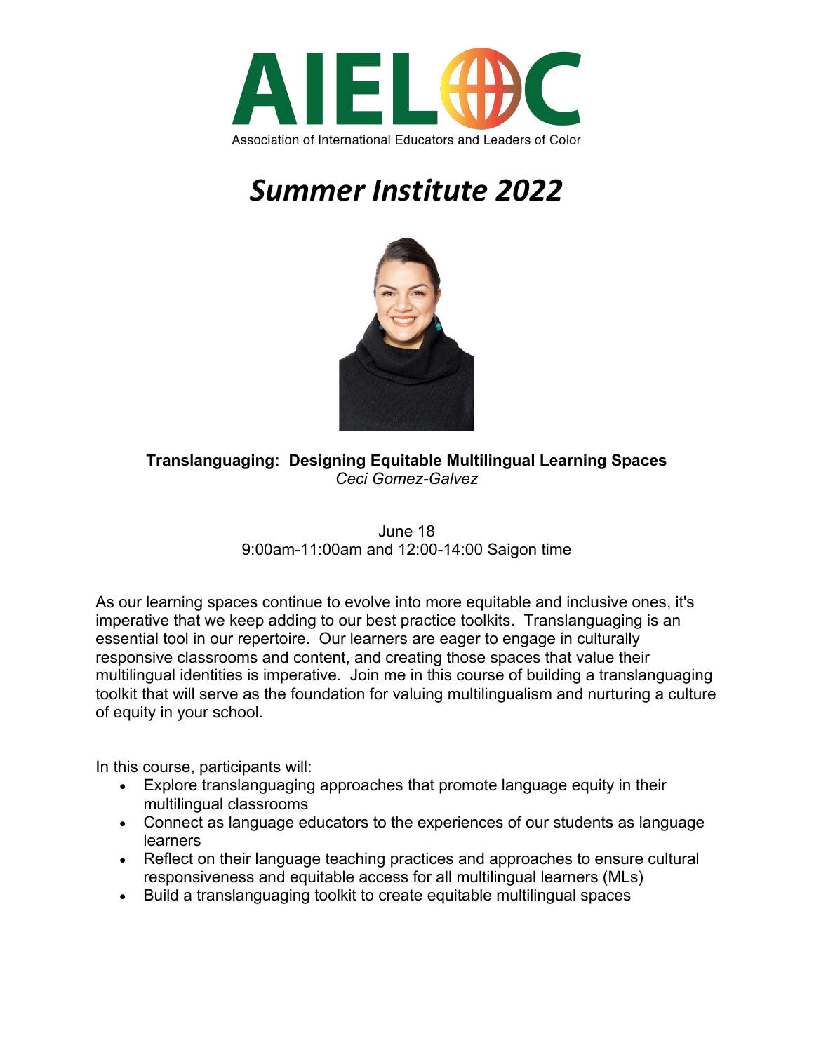# AIELOC

Association of International Educators and Leaders of Color

## *Summer Institute 2022*

**Translanguaging: Designing Equitable Multilingual Learning Spaces**
*Ceci Gomez-Galvez*

June 18
9:00am-11:00am and 12:00-14:00 Saigon time

As our learning spaces continue to evolve into more equitable and inclusive ones, it's imperative that we keep adding to our best practice toolkits. Translanguaging is an essential tool in our repertoire. Our learners are eager to engage in culturally responsive classrooms and content, and creating those spaces that value their multilingual identities is imperative. Join me in this course of building a translanguaging toolkit that will serve as the foundation for valuing multilingualism and nurturing a culture of equity in your school.

In this course, participants will:

- Explore translanguaging approaches that promote language equity in their multilingual classrooms
- Connect as language educators to the experiences of our students as language learners
- Reflect on their language teaching practices and approaches to ensure cultural responsiveness and equitable access for all multilingual learners (MLs)
- Build a translanguaging toolkit to create equitable multilingual spaces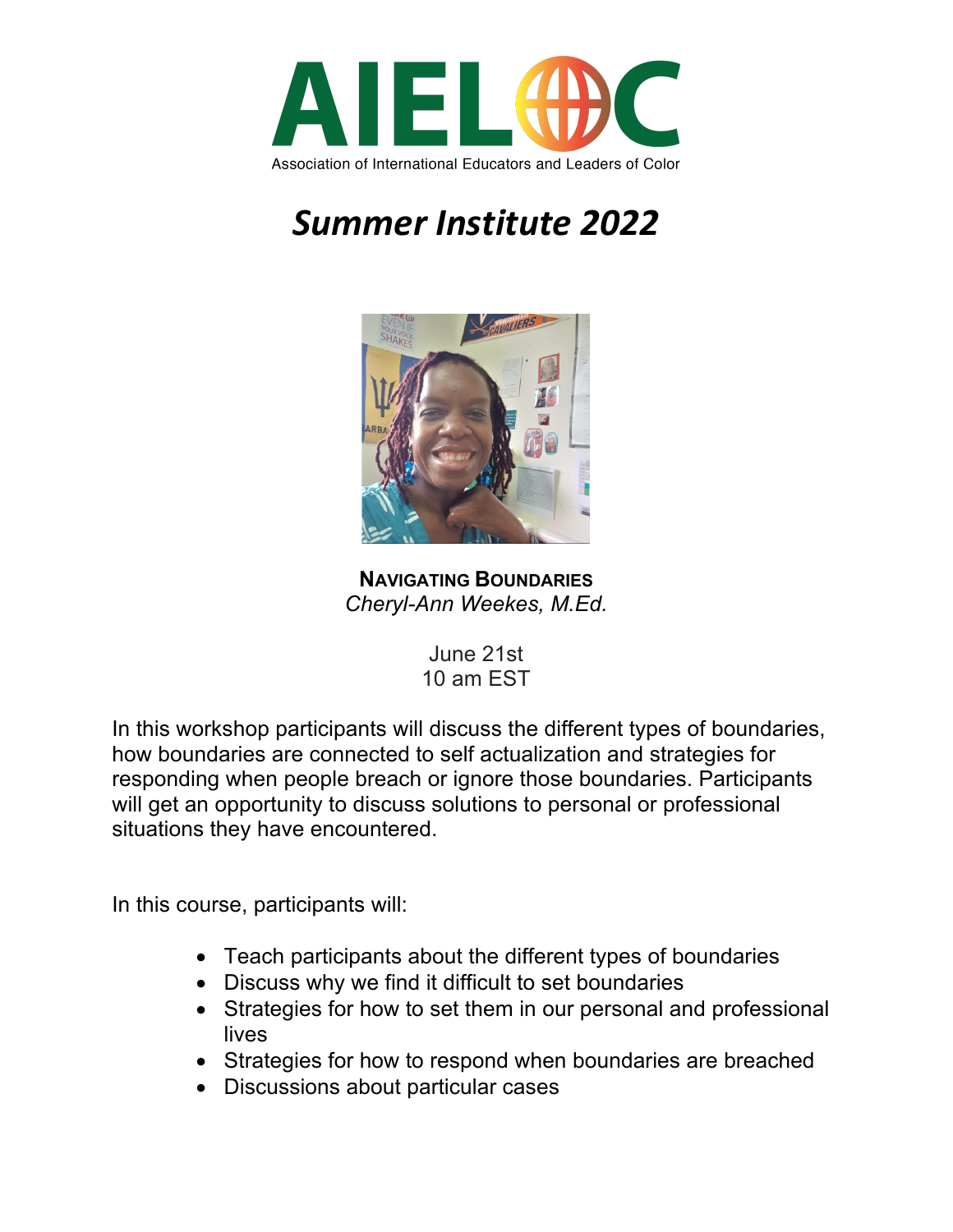# AIELOC

Association of International Educators and Leaders of Color

## *Summer Institute 2022*

**NAVIGATING BOUNDARIES**

*Cheryl-Ann Weekes, M.Ed.*

June 21st
10 am EST

In this workshop participants will discuss the different types of boundaries, how boundaries are connected to self actualization and strategies for responding when people breach or ignore those boundaries. Participants will get an opportunity to discuss solutions to personal or professional situations they have encountered.

In this course, participants will:

- Teach participants about the different types of boundaries
- Discuss why we find it difficult to set boundaries
- Strategies for how to set them in our personal and professional lives
- Strategies for how to respond when boundaries are breached
- Discussions about particular cases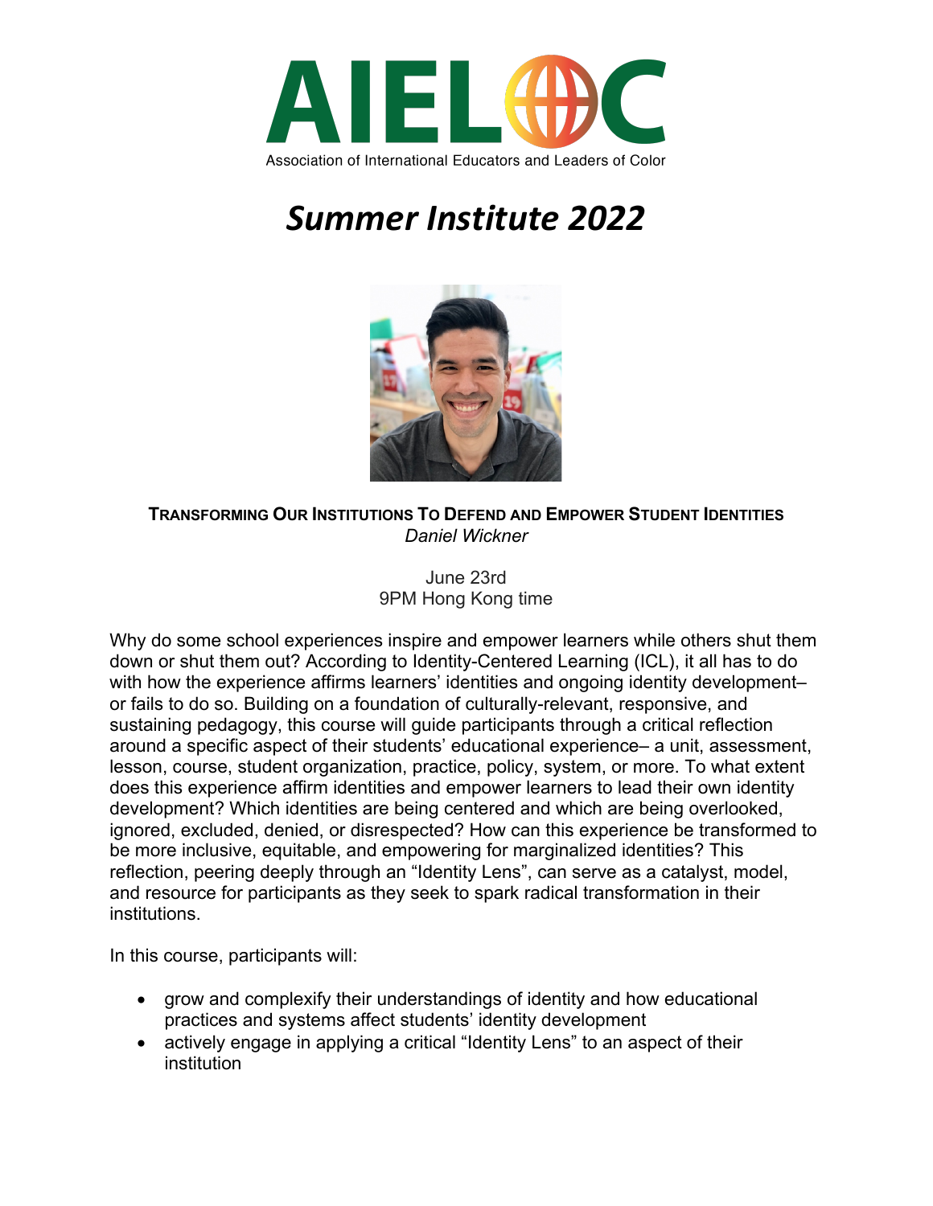# AIELOC

Association of International Educators and Leaders of Color

## *Summer Institute 2022*

**TRANSFORMING OUR INSTITUTIONS TO DEFEND AND EMPOWER STUDENT IDENTITIES**

*Daniel Wickner*

June 23rd
9PM Hong Kong time

Why do some school experiences inspire and empower learners while others shut them down or shut them out? According to Identity-Centered Learning (ICL), it all has to do with how the experience affirms learners' identities and ongoing identity development– or fails to do so. Building on a foundation of culturally-relevant, responsive, and sustaining pedagogy, this course will guide participants through a critical reflection around a specific aspect of their students' educational experience– a unit, assessment, lesson, course, student organization, practice, policy, system, or more. To what extent does this experience affirm identities and empower learners to lead their own identity development? Which identities are being centered and which are being overlooked, ignored, excluded, denied, or disrespected? How can this experience be transformed to be more inclusive, equitable, and empowering for marginalized identities? This reflection, peering deeply through an "Identity Lens", can serve as a catalyst, model, and resource for participants as they seek to spark radical transformation in their institutions.

In this course, participants will:

- grow and complexify their understandings of identity and how educational practices and systems affect students' identity development
- actively engage in applying a critical "Identity Lens" to an aspect of their institution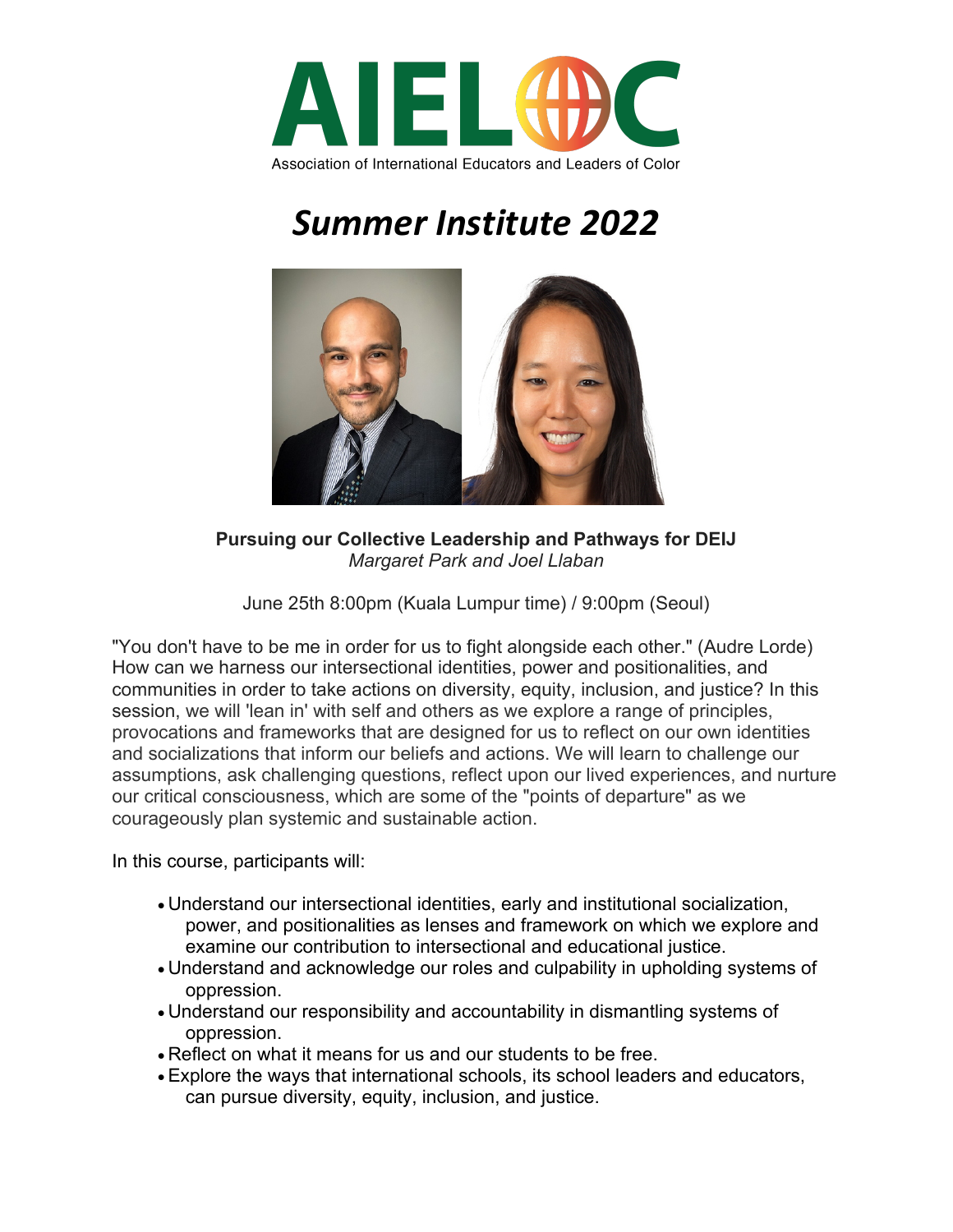# AIELOC

Association of International Educators and Leaders of Color

## *Summer Institute 2022*

**Pursuing our Collective Leadership and Pathways for DEIJ**
*Margaret Park and Joel Llaban*

June 25th 8:00pm (Kuala Lumpur time) / 9:00pm (Seoul)

"You don't have to be me in order for us to fight alongside each other." (Audre Lorde) How can we harness our intersectional identities, power and positionalities, and communities in order to take actions on diversity, equity, inclusion, and justice? In this session, we will 'lean in' with self and others as we explore a range of principles, provocations and frameworks that are designed for us to reflect on our own identities and socializations that inform our beliefs and actions. We will learn to challenge our assumptions, ask challenging questions, reflect upon our lived experiences, and nurture our critical consciousness, which are some of the "points of departure" as we courageously plan systemic and sustainable action.

In this course, participants will:

- Understand our intersectional identities, early and institutional socialization, power, and positionalities as lenses and framework on which we explore and examine our contribution to intersectional and educational justice.
- Understand and acknowledge our roles and culpability in upholding systems of oppression.
- Understand our responsibility and accountability in dismantling systems of oppression.
- Reflect on what it means for us and our students to be free.
- Explore the ways that international schools, its school leaders and educators, can pursue diversity, equity, inclusion, and justice.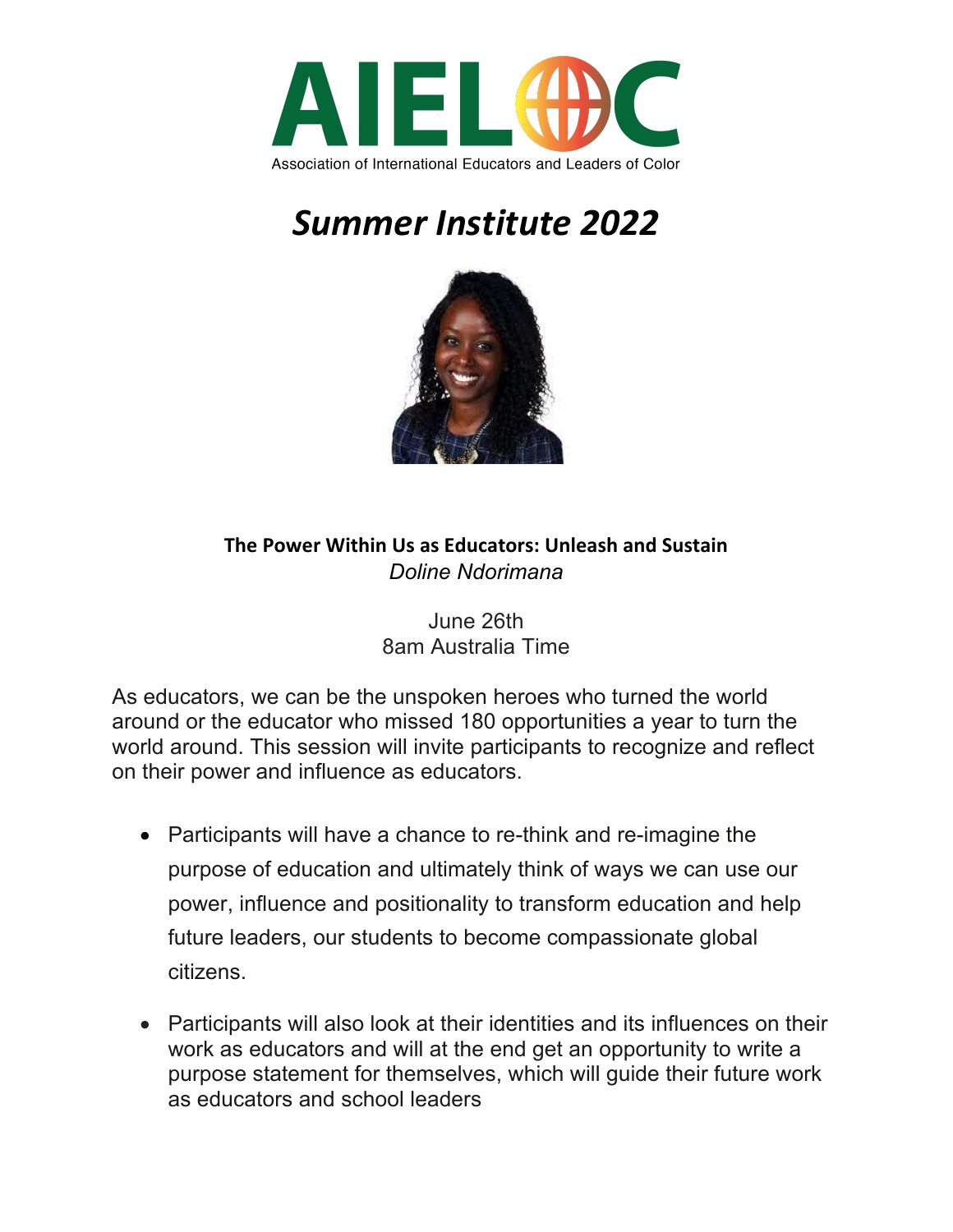# AIELOC

Association of International Educators and Leaders of Color

## *Summer Institute 2022*

**The Power Within Us as Educators: Unleash and Sustain**

*Doline Ndorimana*

June 26th
8am Australia Time

As educators, we can be the unspoken heroes who turned the world around or the educator who missed 180 opportunities a year to turn the world around. This session will invite participants to recognize and reflect on their power and influence as educators.

- Participants will have a chance to re-think and re-imagine the purpose of education and ultimately think of ways we can use our power, influence and positionality to transform education and help future leaders, our students to become compassionate global citizens.
- Participants will also look at their identities and its influences on their work as educators and will at the end get an opportunity to write a purpose statement for themselves, which will guide their future work as educators and school leaders